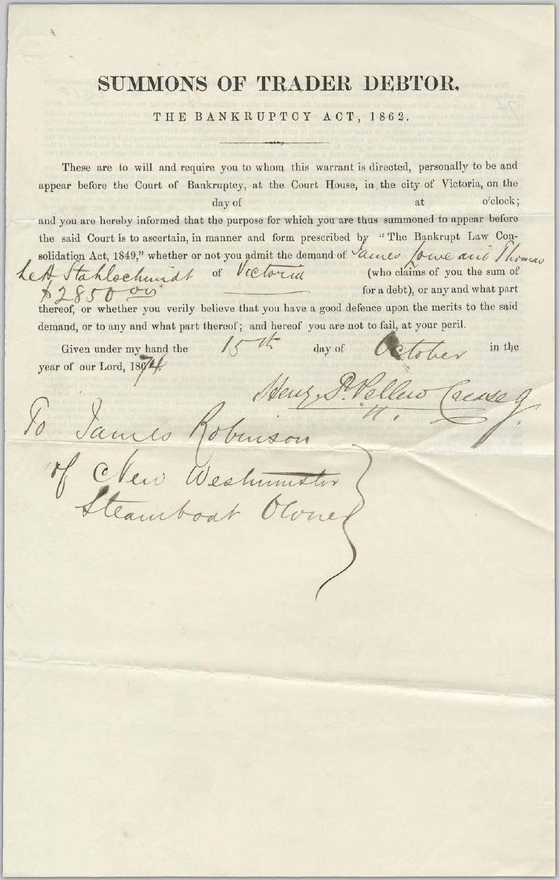# SUMMONS OF TRADER DEBTOR.

THE BANKRUPTCY ACT, 1862.

These are to will and require you to whom this warrant is directed, personally to be and appear before the Court of Bankruptcy, at the Court House, in the city of Victoria, on the day of at o'clock; and you are hereby informed that the purpose for which you are thus summoned to appear before the said Court is to ascertain, in manner and form prescribed by "The Bankrupt Law Consolidation Act, 1849," whether or not you admit the demand of James Lowe and Thomas Leh Stahlschmidt of Victoria (who claims of you the sum of $2850.00 for a debt), or any and what part thereof, or whether you verily believe that you have a good defence upon the merits to the said demand, or to any and what part thereof; and hereof you are not to fail, at your peril.

Given under my hand the 15th day of October in the year of our Lord, 1874.

Henry P. Pellew Crease J.

To James Robinson of New Westminster Steamboat Owner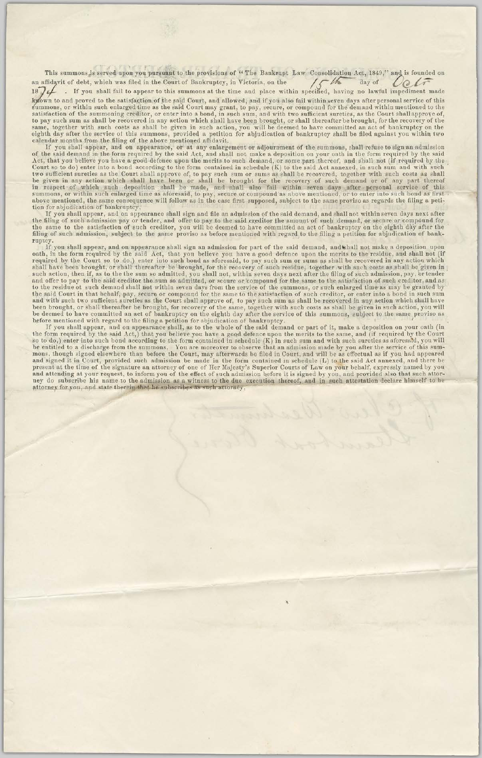This summons is served upon you pursuant to the provisions of "The Bankrupt Law Consolidation Act, 1849," and is founded on an affidavit of debt, which was filed in the Court of Bankruptcy, in Victoria, on the 15th day of Octr 1874. If you shall fail to appear to this summons at the time and place within specified, having no lawful impediment made known to and proved to the satisfaction of the said Court, and allowed, and if you also fail within seven days after personal service of this summons, or within such enlarged time as the said Court may grant, to pay, secure, or compound for the demand within mentioned to the satisfaction of the summoning creditor, or enter into a bond, in such sum, and with two sufficient sureties, as the Court shall approve of, to pay such sum as shall be recovered in any action which shall have been brought, or shall thereafter be brought, for the recovery of the same, together with such costs as shall be given in such action, you will be deemed to have committed an act of bankruptcy on the eighth day after the service of this summons, provided a petition for adjudication of bankruptcy shall be filed against you within two calendar months from the filing of the above mentioned affidavit.

If you shall appear, and on appearance, or at any enlargement or adjournment of the summons, shall refuse to sign an admission of the said demand in the form required by the said Act, and shall not make a deposition on your oath in the form required by the said Act, that you believe you have a good defence upon the merits to such demand, or some part thereof, and shall not (if required by the Court so to do) enter into a bond according to the form contained in schedule (K) to the said Act annexed, in such sum and with such two sufficient sureties as the Court shall approve of, to pay such sum or sums as shall be recovered, together with such costs as shall be given in any action which shall have been or shall be brought for the recovery of such demand or of any part thereof in respect of which such deposition shall be made, and shall also fail within seven days after personal service of this summons, or within such enlarged time as aforesaid, to pay, secure or compound as above mentioned, or to enter into such bond as first above mentioned, the same consequence will follow as in the case first supposed, subject to the same proviso as regards the filing a petition for abjudication of bankruptcy.

If you shall appear, and on appearance shall sign and file an admission of the said demand, and shall not within seven days next after the filing of such admission pay or tender, and offer to pay to the said creditor the amount of such demand, or secure or compound for the same to the satisfaction of such creditor, you will be deemed to have committed an act of bankruptcy on the eighth day after the filing of such admission, subject to the same proviso as before mentioned with regard to the filing a petition for abjudication of bankruptcy.

If you shall appear, and on appearance shall sign an admission for part of the said demand, and shall not make a deposition upon oath, in the form required by the said Act, that you believe you have a good defence upon the merits to the residue, and shall not (if required by the Court so to do,) enter into such bond as aforesaid, to pay such sum or sums as shall be recovered in any action which shall have been brought, or shall thereafter be brought, for the recovery of such residue, together with such costs as shall be given in such action, then if, as to the the sum so admitted, you shall not, within seven days next after the filing of such admission, pay, or tender and offer to pay to the said creditor the sum so admitted, or secure or compound for the same to the satisfaction of such creditor, and as to the residue ot such demand shall not within seven days from the service of the summons, or such enlarged time as may be granted by the said Court in that behalf, pay, secure or compound for the same to the satisfaction of such creditor, or enter into a bond in such sum and with such two sufficient sureties as the Court shall approve of, to pay such sum as shall be recovered in any action which shall have been brought, or shall thereafter be brought, for recovery of the same, together with such costs as shall be given in such action, you will be deemed to have committed an act of bankruptcy on the eighth day after the service of this summons, subject to the same proviso as before mentioned with regard to the filing a petition for abjudication of bankruptcy.

If you shall appear, and on appearance shall, as to the whole of the said demand or part of it, make a deposition on your oath (in the form required by the said Act,) that you believe you have a good defence upon the merits to the same, and (if required by the Court so to do,) enter into such bond according to the form contained in schedule (K) in such sum and with such sureties as aforesaid, you will be entitled to a discharge from the summons. You are moreover to observe that an admission made by you after the service of this summons, though signed elsewhere than before the Court, may afterwards be filed in Court, and will be as effectual as if you had appeared and signed it in Court, provided such admission be made in the form contained in schedule (L) to the said Act annexed, and there be present at the time of the signature an attorney of one of Her Majesty's Superior Courts of Law on your behalf, expressly named by you and attending at your request, to inform you of the effect of such admission before it is signed by you, and provided also that such attorney do subscribe his name to the admission as a witness to the due execution thereof, and in such attestation declare himself to be attorney for you, and state therein that he subscribes as such attorney.